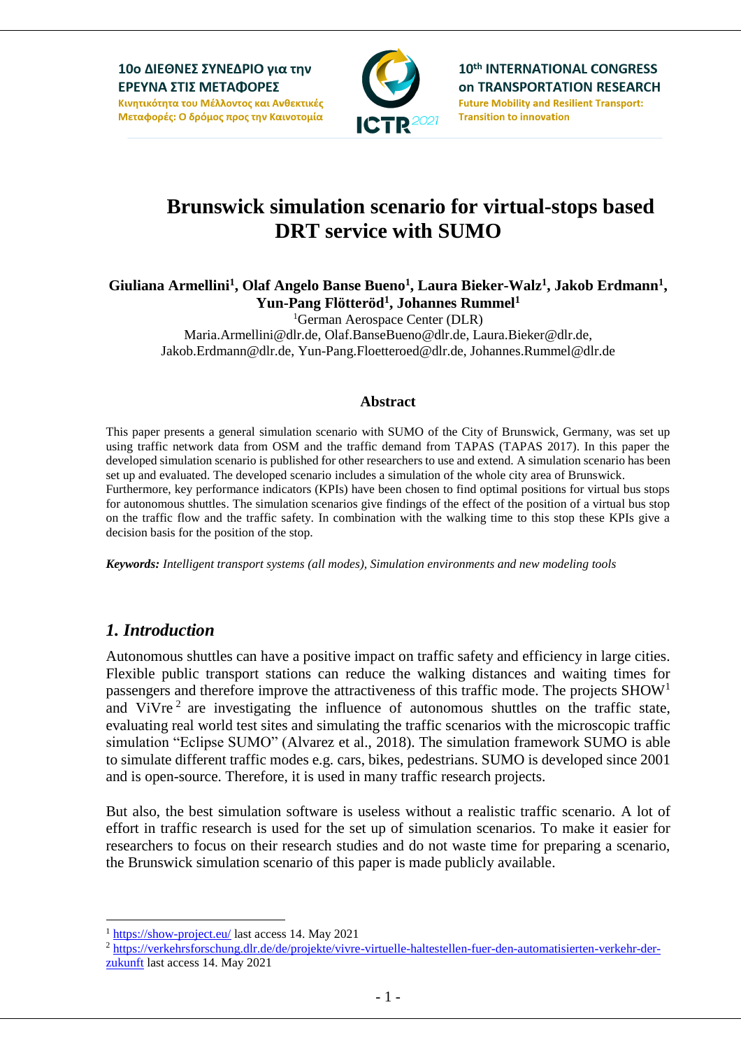# Brunswick simulation scenario for virtual-stops based DRT service with SUMO

**Giuliana Armellini[1], Olaf Angelo Banse Bueno[1], Laura Bieker-Walz[1], Jakob Erdmann[1], Yun-Pang Flötteröd[1], Johannes Rummel[1]**

[1]German Aerospace Center (DLR)

Maria.Armellini@dlr.de, Olaf.BanseBueno@dlr.de, Laura.Bieker@dlr.de, Jakob.Erdmann@dlr.de, Yun-Pang.Floetteroed@dlr.de, Johannes.Rummel@dlr.de

## Abstract

This paper presents a general simulation scenario with SUMO of the City of Brunswick, Germany, was set up using traffic network data from OSM and the traffic demand from TAPAS (TAPAS 2017). In this paper the developed simulation scenario is published for other researchers to use and extend. A simulation scenario has been set up and evaluated. The developed scenario includes a simulation of the whole city area of Brunswick. Furthermore, key performance indicators (KPIs) have been chosen to find optimal positions for virtual bus stops for autonomous shuttles. The simulation scenarios give findings of the effect of the position of a virtual bus stop on the traffic flow and the traffic safety. In combination with the walking time to this stop these KPIs give a decision basis for the position of the stop.

***Keywords:*** *Intelligent transport systems (all modes), Simulation environments and new modeling tools*

## *1. Introduction*

Autonomous shuttles can have a positive impact on traffic safety and efficiency in large cities. Flexible public transport stations can reduce the walking distances and waiting times for passengers and therefore improve the attractiveness of this traffic mode. The projects SHOW[1] and ViVre[2] are investigating the influence of autonomous shuttles on the traffic state, evaluating real world test sites and simulating the traffic scenarios with the microscopic traffic simulation "Eclipse SUMO" (Alvarez et al., 2018). The simulation framework SUMO is able to simulate different traffic modes e.g. cars, bikes, pedestrians. SUMO is developed since 2001 and is open-source. Therefore, it is used in many traffic research projects.

But also, the best simulation software is useless without a realistic traffic scenario. A lot of effort in traffic research is used for the set up of simulation scenarios. To make it easier for researchers to focus on their research studies and do not waste time for preparing a scenario, the Brunswick simulation scenario of this paper is made publicly available.

---

[1] https://show-project.eu/ last access 14. May 2021

[2] https://verkehrsforschung.dlr.de/de/projekte/vivre-virtuelle-haltestellen-fuer-den-automatisierten-verkehr-der-zukunft last access 14. May 2021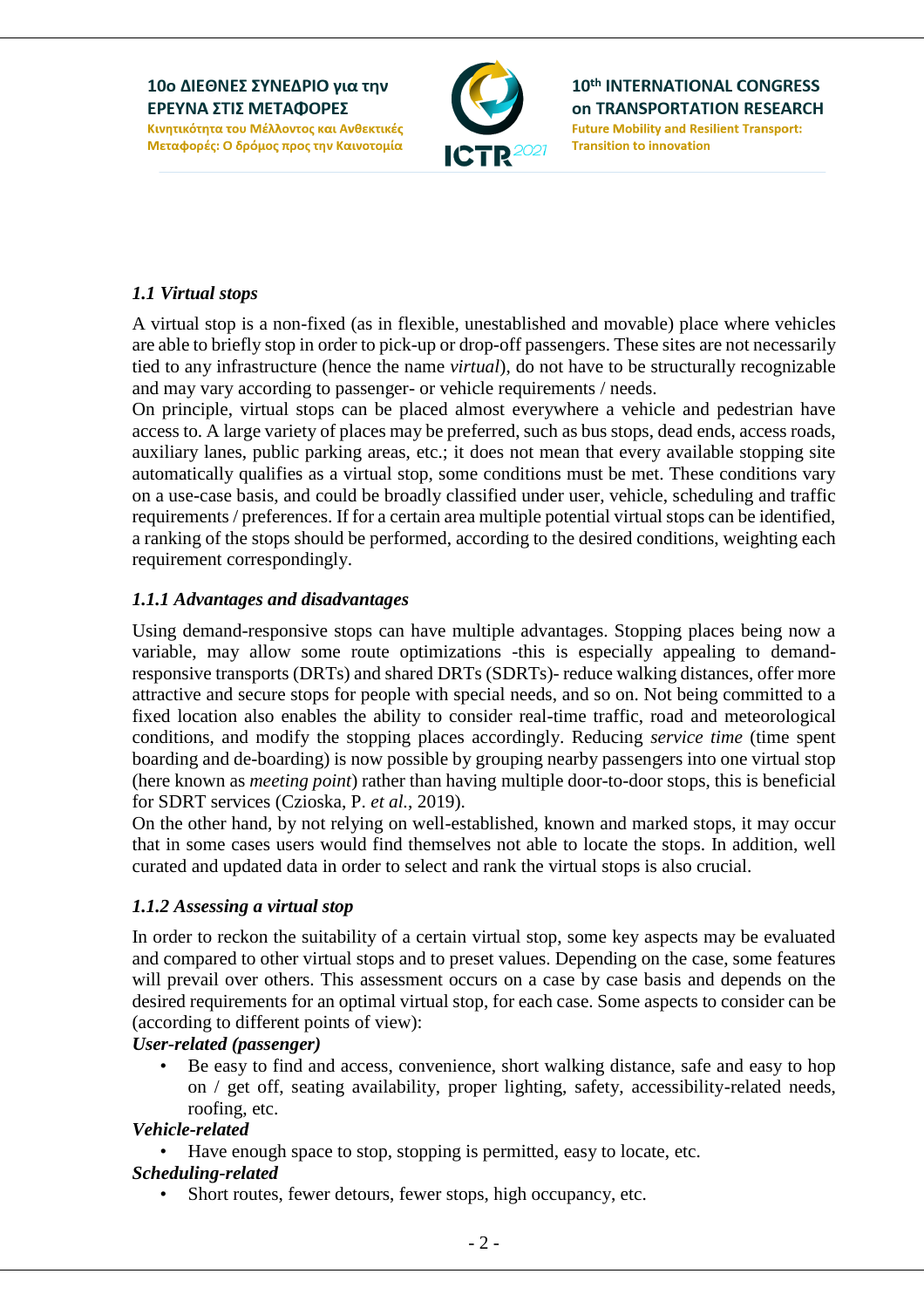### *1.1 Virtual stops*

A virtual stop is a non-fixed (as in flexible, unestablished and movable) place where vehicles are able to briefly stop in order to pick-up or drop-off passengers. These sites are not necessarily tied to any infrastructure (hence the name *virtual*), do not have to be structurally recognizable and may vary according to passenger- or vehicle requirements / needs.

On principle, virtual stops can be placed almost everywhere a vehicle and pedestrian have access to. A large variety of places may be preferred, such as bus stops, dead ends, access roads, auxiliary lanes, public parking areas, etc.; it does not mean that every available stopping site automatically qualifies as a virtual stop, some conditions must be met. These conditions vary on a use-case basis, and could be broadly classified under user, vehicle, scheduling and traffic requirements / preferences. If for a certain area multiple potential virtual stops can be identified, a ranking of the stops should be performed, according to the desired conditions, weighting each requirement correspondingly.

#### *1.1.1 Advantages and disadvantages*

Using demand-responsive stops can have multiple advantages. Stopping places being now a variable, may allow some route optimizations -this is especially appealing to demand-responsive transports (DRTs) and shared DRTs (SDRTs)- reduce walking distances, offer more attractive and secure stops for people with special needs, and so on. Not being committed to a fixed location also enables the ability to consider real-time traffic, road and meteorological conditions, and modify the stopping places accordingly. Reducing *service time* (time spent boarding and de-boarding) is now possible by grouping nearby passengers into one virtual stop (here known as *meeting point*) rather than having multiple door-to-door stops, this is beneficial for SDRT services (Czioska, P. *et al.*, 2019).

On the other hand, by not relying on well-established, known and marked stops, it may occur that in some cases users would find themselves not able to locate the stops. In addition, well curated and updated data in order to select and rank the virtual stops is also crucial.

#### *1.1.2 Assessing a virtual stop*

In order to reckon the suitability of a certain virtual stop, some key aspects may be evaluated and compared to other virtual stops and to preset values. Depending on the case, some features will prevail over others. This assessment occurs on a case by case basis and depends on the desired requirements for an optimal virtual stop, for each case. Some aspects to consider can be (according to different points of view):

***User-related (passenger)***

- Be easy to find and access, convenience, short walking distance, safe and easy to hop on / get off, seating availability, proper lighting, safety, accessibility-related needs, roofing, etc.

***Vehicle-related***

- Have enough space to stop, stopping is permitted, easy to locate, etc.

***Scheduling-related***

- Short routes, fewer detours, fewer stops, high occupancy, etc.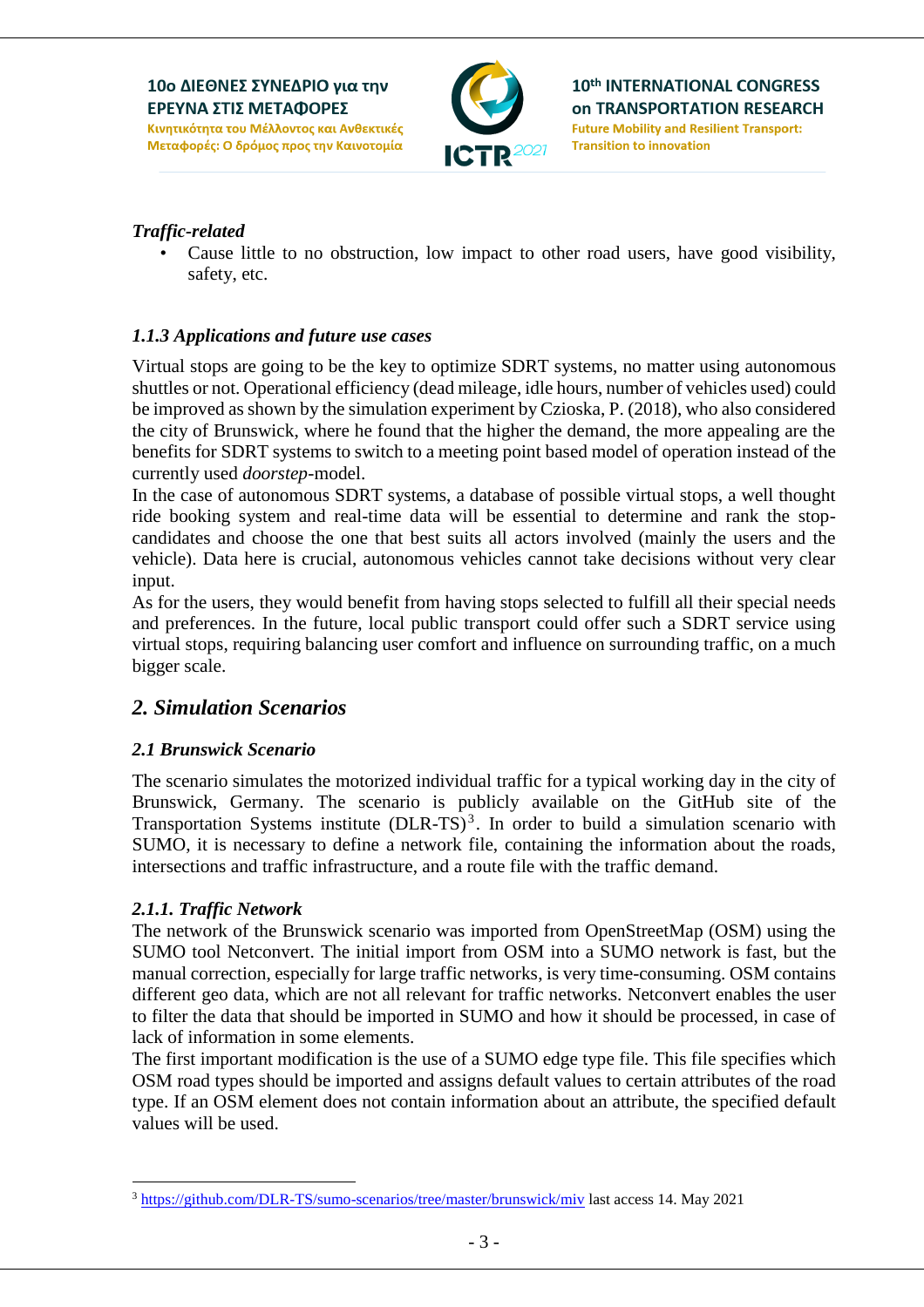***Traffic-related***

- Cause little to no obstruction, low impact to other road users, have good visibility, safety, etc.

### *1.1.3 Applications and future use cases*

Virtual stops are going to be the key to optimize SDRT systems, no matter using autonomous shuttles or not. Operational efficiency (dead mileage, idle hours, number of vehicles used) could be improved as shown by the simulation experiment by Czioska, P. (2018), who also considered the city of Brunswick, where he found that the higher the demand, the more appealing are the benefits for SDRT systems to switch to a meeting point based model of operation instead of the currently used *doorstep*-model.

In the case of autonomous SDRT systems, a database of possible virtual stops, a well thought ride booking system and real-time data will be essential to determine and rank the stop-candidates and choose the one that best suits all actors involved (mainly the users and the vehicle). Data here is crucial, autonomous vehicles cannot take decisions without very clear input.

As for the users, they would benefit from having stops selected to fulfill all their special needs and preferences. In the future, local public transport could offer such a SDRT service using virtual stops, requiring balancing user comfort and influence on surrounding traffic, on a much bigger scale.

## *2. Simulation Scenarios*

### *2.1 Brunswick Scenario*

The scenario simulates the motorized individual traffic for a typical working day in the city of Brunswick, Germany. The scenario is publicly available on the GitHub site of the Transportation Systems institute (DLR-TS)[3]. In order to build a simulation scenario with SUMO, it is necessary to define a network file, containing the information about the roads, intersections and traffic infrastructure, and a route file with the traffic demand.

### *2.1.1. Traffic Network*

The network of the Brunswick scenario was imported from OpenStreetMap (OSM) using the SUMO tool Netconvert. The initial import from OSM into a SUMO network is fast, but the manual correction, especially for large traffic networks, is very time-consuming. OSM contains different geo data, which are not all relevant for traffic networks. Netconvert enables the user to filter the data that should be imported in SUMO and how it should be processed, in case of lack of information in some elements.

The first important modification is the use of a SUMO edge type file. This file specifies which OSM road types should be imported and assigns default values to certain attributes of the road type. If an OSM element does not contain information about an attribute, the specified default values will be used.

---

[3] https://github.com/DLR-TS/sumo-scenarios/tree/master/brunswick/miv last access 14. May 2021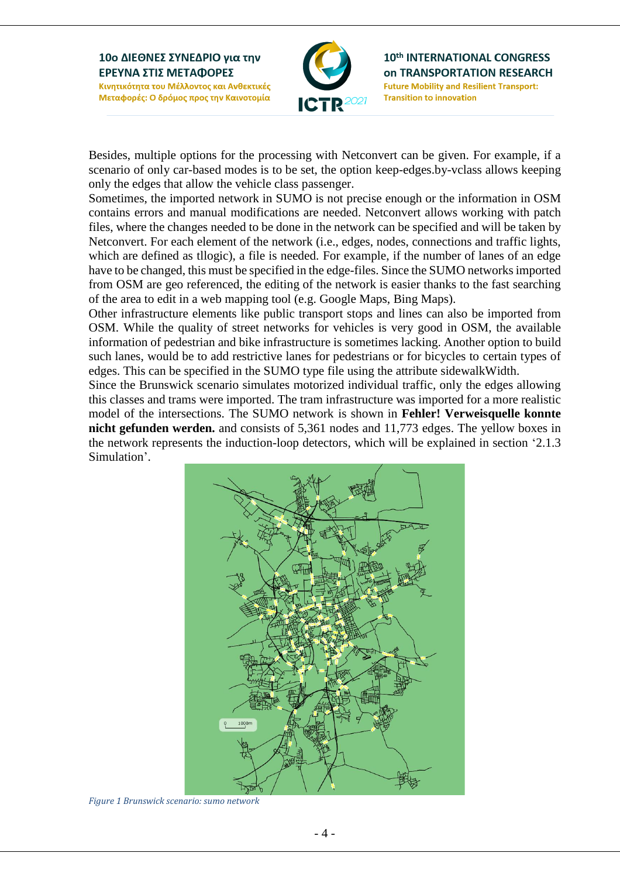Besides, multiple options for the processing with Netconvert can be given. For example, if a scenario of only car-based modes is to be set, the option keep-edges.by-vclass allows keeping only the edges that allow the vehicle class passenger.

Sometimes, the imported network in SUMO is not precise enough or the information in OSM contains errors and manual modifications are needed. Netconvert allows working with patch files, where the changes needed to be done in the network can be specified and will be taken by Netconvert. For each element of the network (i.e., edges, nodes, connections and traffic lights, which are defined as tllogic), a file is needed. For example, if the number of lanes of an edge have to be changed, this must be specified in the edge-files. Since the SUMO networks imported from OSM are geo referenced, the editing of the network is easier thanks to the fast searching of the area to edit in a web mapping tool (e.g. Google Maps, Bing Maps).

Other infrastructure elements like public transport stops and lines can also be imported from OSM. While the quality of street networks for vehicles is very good in OSM, the available information of pedestrian and bike infrastructure is sometimes lacking. Another option to build such lanes, would be to add restrictive lanes for pedestrians or for bicycles to certain types of edges. This can be specified in the SUMO type file using the attribute sidewalkWidth.

Since the Brunswick scenario simulates motorized individual traffic, only the edges allowing this classes and trams were imported. The tram infrastructure was imported for a more realistic model of the intersections. The SUMO network is shown in **Fehler! Verweisquelle konnte nicht gefunden werden.** and consists of 5,361 nodes and 11,773 edges. The yellow boxes in the network represents the induction-loop detectors, which will be explained in section '2.1.3 Simulation'.

*Figure 1 Brunswick scenario: sumo network*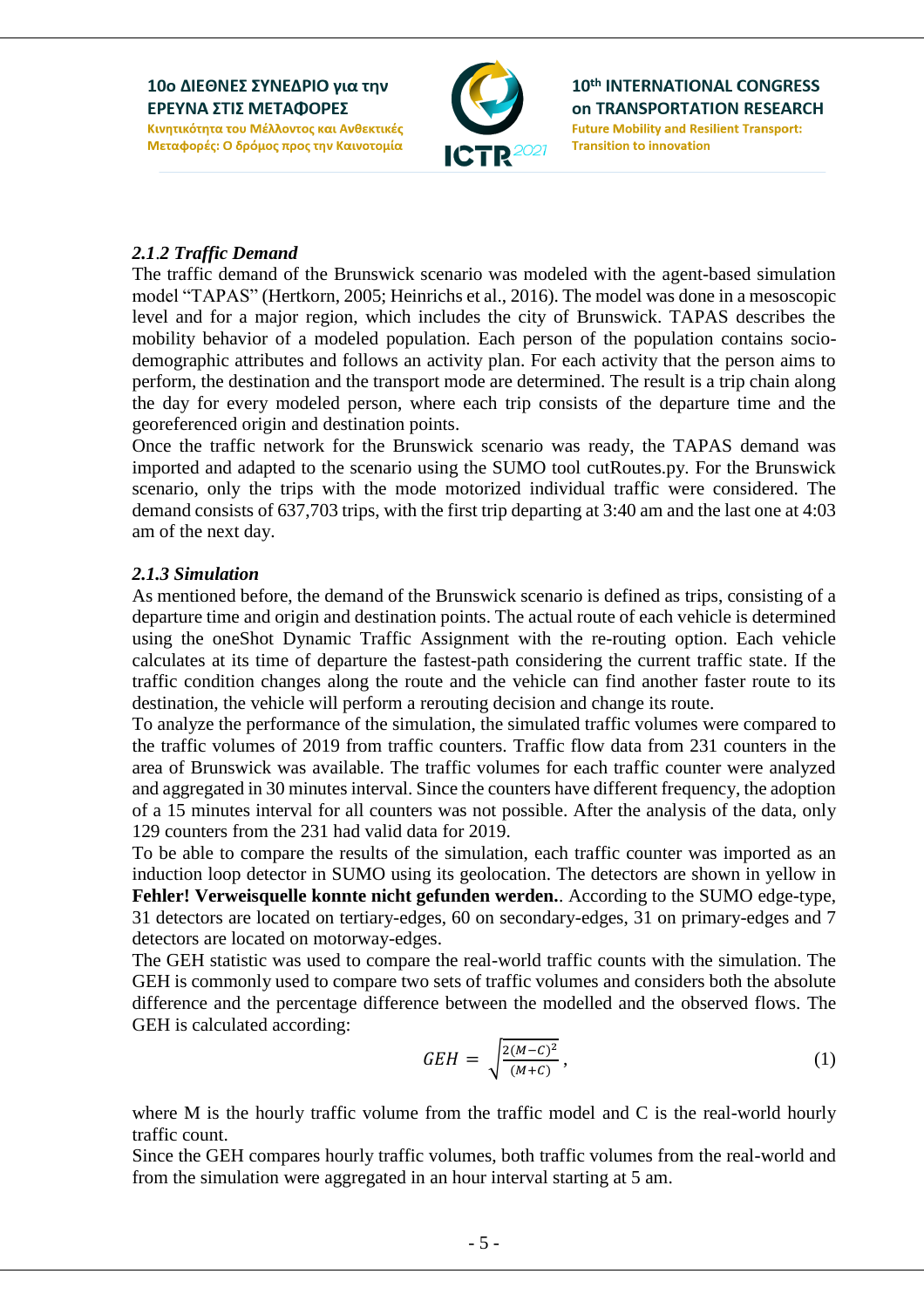### *2.1.2 Traffic Demand*

The traffic demand of the Brunswick scenario was modeled with the agent-based simulation model "TAPAS" (Hertkorn, 2005; Heinrichs et al., 2016). The model was done in a mesoscopic level and for a major region, which includes the city of Brunswick. TAPAS describes the mobility behavior of a modeled population. Each person of the population contains socio-demographic attributes and follows an activity plan. For each activity that the person aims to perform, the destination and the transport mode are determined. The result is a trip chain along the day for every modeled person, where each trip consists of the departure time and the georeferenced origin and destination points.

Once the traffic network for the Brunswick scenario was ready, the TAPAS demand was imported and adapted to the scenario using the SUMO tool cutRoutes.py. For the Brunswick scenario, only the trips with the mode motorized individual traffic were considered. The demand consists of 637,703 trips, with the first trip departing at 3:40 am and the last one at 4:03 am of the next day.

### *2.1.3 Simulation*

As mentioned before, the demand of the Brunswick scenario is defined as trips, consisting of a departure time and origin and destination points. The actual route of each vehicle is determined using the oneShot Dynamic Traffic Assignment with the re-routing option. Each vehicle calculates at its time of departure the fastest-path considering the current traffic state. If the traffic condition changes along the route and the vehicle can find another faster route to its destination, the vehicle will perform a rerouting decision and change its route.

To analyze the performance of the simulation, the simulated traffic volumes were compared to the traffic volumes of 2019 from traffic counters. Traffic flow data from 231 counters in the area of Brunswick was available. The traffic volumes for each traffic counter were analyzed and aggregated in 30 minutes interval. Since the counters have different frequency, the adoption of a 15 minutes interval for all counters was not possible. After the analysis of the data, only 129 counters from the 231 had valid data for 2019.

To be able to compare the results of the simulation, each traffic counter was imported as an induction loop detector in SUMO using its geolocation. The detectors are shown in yellow in **Fehler! Verweisquelle konnte nicht gefunden werden.**. According to the SUMO edge-type, 31 detectors are located on tertiary-edges, 60 on secondary-edges, 31 on primary-edges and 7 detectors are located on motorway-edges.

The GEH statistic was used to compare the real-world traffic counts with the simulation. The GEH is commonly used to compare two sets of traffic volumes and considers both the absolute difference and the percentage difference between the modelled and the observed flows. The GEH is calculated according:

$$GEH = \sqrt{\frac{2(M-C)^2}{(M+C)}}, \tag{1}$$

where M is the hourly traffic volume from the traffic model and C is the real-world hourly traffic count.

Since the GEH compares hourly traffic volumes, both traffic volumes from the real-world and from the simulation were aggregated in an hour interval starting at 5 am.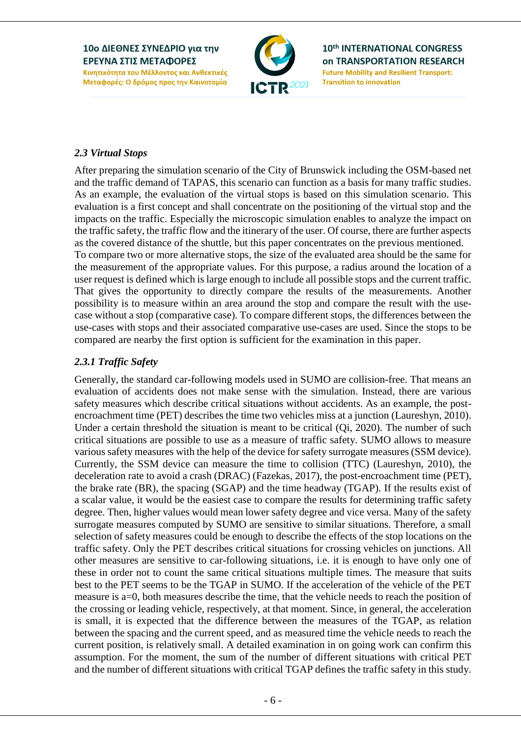### *2.3 Virtual Stops*

After preparing the simulation scenario of the City of Brunswick including the OSM-based net and the traffic demand of TAPAS, this scenario can function as a basis for many traffic studies. As an example, the evaluation of the virtual stops is based on this simulation scenario. This evaluation is a first concept and shall concentrate on the positioning of the virtual stop and the impacts on the traffic. Especially the microscopic simulation enables to analyze the impact on the traffic safety, the traffic flow and the itinerary of the user. Of course, there are further aspects as the covered distance of the shuttle, but this paper concentrates on the previous mentioned.
To compare two or more alternative stops, the size of the evaluated area should be the same for the measurement of the appropriate values. For this purpose, a radius around the location of a user request is defined which is large enough to include all possible stops and the current traffic. That gives the opportunity to directly compare the results of the measurements. Another possibility is to measure within an area around the stop and compare the result with the use-case without a stop (comparative case). To compare different stops, the differences between the use-cases with stops and their associated comparative use-cases are used. Since the stops to be compared are nearby the first option is sufficient for the examination in this paper.

#### *2.3.1 Traffic Safety*

Generally, the standard car-following models used in SUMO are collision-free. That means an evaluation of accidents does not make sense with the simulation. Instead, there are various safety measures which describe critical situations without accidents. As an example, the post-encroachment time (PET) describes the time two vehicles miss at a junction (Laureshyn, 2010). Under a certain threshold the situation is meant to be critical (Qi, 2020). The number of such critical situations are possible to use as a measure of traffic safety. SUMO allows to measure various safety measures with the help of the device for safety surrogate measures (SSM device). Currently, the SSM device can measure the time to collision (TTC) (Laureshyn, 2010), the deceleration rate to avoid a crash (DRAC) (Fazekas, 2017), the post-encroachment time (PET), the brake rate (BR), the spacing (SGAP) and the time headway (TGAP). If the results exist of a scalar value, it would be the easiest case to compare the results for determining traffic safety degree. Then, higher values would mean lower safety degree and vice versa. Many of the safety surrogate measures computed by SUMO are sensitive to similar situations. Therefore, a small selection of safety measures could be enough to describe the effects of the stop locations on the traffic safety. Only the PET describes critical situations for crossing vehicles on junctions. All other measures are sensitive to car-following situations, i.e. it is enough to have only one of these in order not to count the same critical situations multiple times. The measure that suits best to the PET seems to be the TGAP in SUMO. If the acceleration of the vehicle of the PET measure is $a=0$, both measures describe the time, that the vehicle needs to reach the position of the crossing or leading vehicle, respectively, at that moment. Since, in general, the acceleration is small, it is expected that the difference between the measures of the TGAP, as relation between the spacing and the current speed, and as measured time the vehicle needs to reach the current position, is relatively small. A detailed examination in on going work can confirm this assumption. For the moment, the sum of the number of different situations with critical PET and the number of different situations with critical TGAP defines the traffic safety in this study.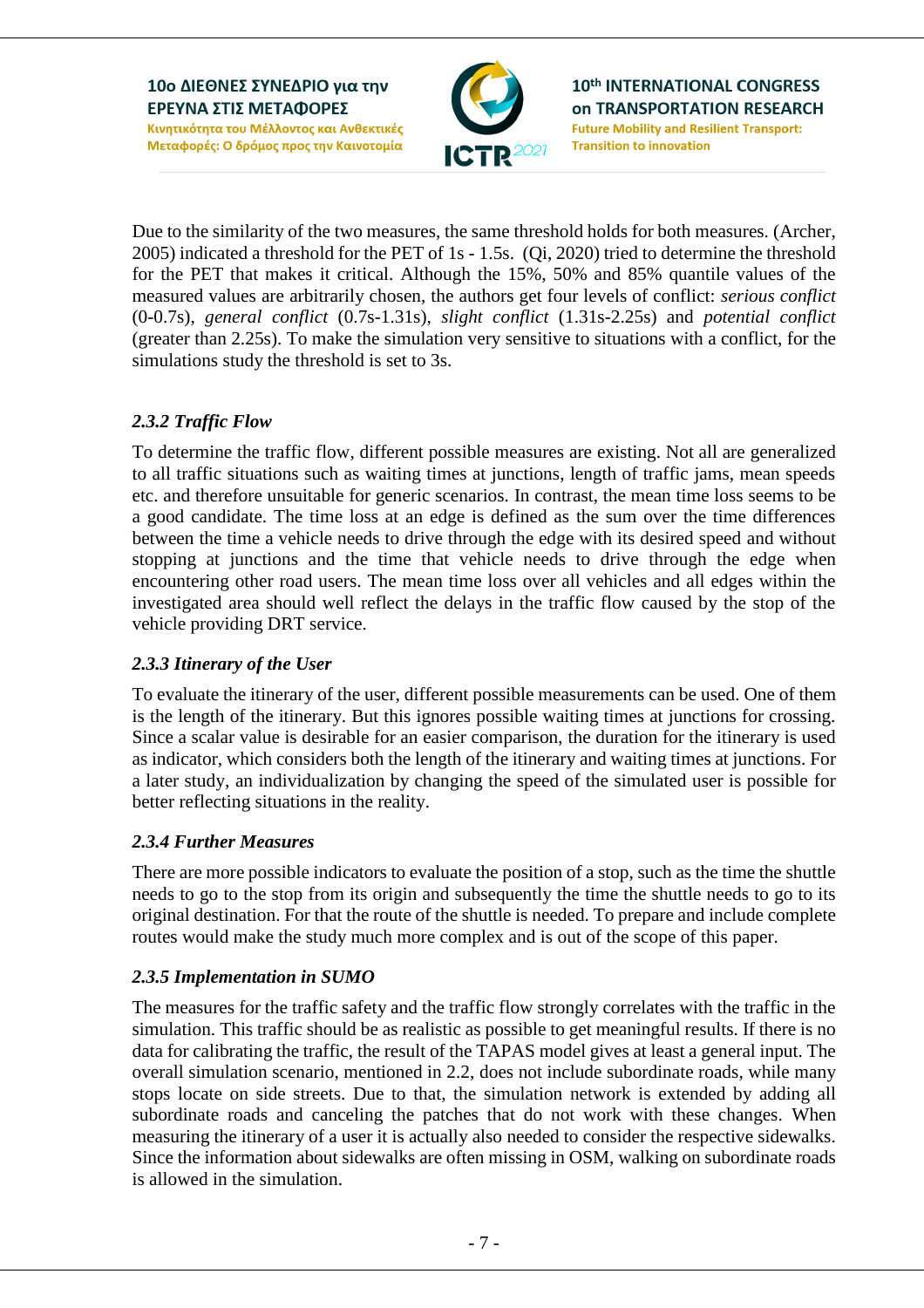Due to the similarity of the two measures, the same threshold holds for both measures. (Archer, 2005) indicated a threshold for the PET of 1s - 1.5s. (Qi, 2020) tried to determine the threshold for the PET that makes it critical. Although the 15%, 50% and 85% quantile values of the measured values are arbitrarily chosen, the authors get four levels of conflict: *serious conflict* (0-0.7s), *general conflict* (0.7s-1.31s), *slight conflict* (1.31s-2.25s) and *potential conflict* (greater than 2.25s). To make the simulation very sensitive to situations with a conflict, for the simulations study the threshold is set to 3s.

### *2.3.2 Traffic Flow*

To determine the traffic flow, different possible measures are existing. Not all are generalized to all traffic situations such as waiting times at junctions, length of traffic jams, mean speeds etc. and therefore unsuitable for generic scenarios. In contrast, the mean time loss seems to be a good candidate. The time loss at an edge is defined as the sum over the time differences between the time a vehicle needs to drive through the edge with its desired speed and without stopping at junctions and the time that vehicle needs to drive through the edge when encountering other road users. The mean time loss over all vehicles and all edges within the investigated area should well reflect the delays in the traffic flow caused by the stop of the vehicle providing DRT service.

### *2.3.3 Itinerary of the User*

To evaluate the itinerary of the user, different possible measurements can be used. One of them is the length of the itinerary. But this ignores possible waiting times at junctions for crossing. Since a scalar value is desirable for an easier comparison, the duration for the itinerary is used as indicator, which considers both the length of the itinerary and waiting times at junctions. For a later study, an individualization by changing the speed of the simulated user is possible for better reflecting situations in the reality.

### *2.3.4 Further Measures*

There are more possible indicators to evaluate the position of a stop, such as the time the shuttle needs to go to the stop from its origin and subsequently the time the shuttle needs to go to its original destination. For that the route of the shuttle is needed. To prepare and include complete routes would make the study much more complex and is out of the scope of this paper.

### *2.3.5 Implementation in SUMO*

The measures for the traffic safety and the traffic flow strongly correlates with the traffic in the simulation. This traffic should be as realistic as possible to get meaningful results. If there is no data for calibrating the traffic, the result of the TAPAS model gives at least a general input. The overall simulation scenario, mentioned in 2.2, does not include subordinate roads, while many stops locate on side streets. Due to that, the simulation network is extended by adding all subordinate roads and canceling the patches that do not work with these changes. When measuring the itinerary of a user it is actually also needed to consider the respective sidewalks. Since the information about sidewalks are often missing in OSM, walking on subordinate roads is allowed in the simulation.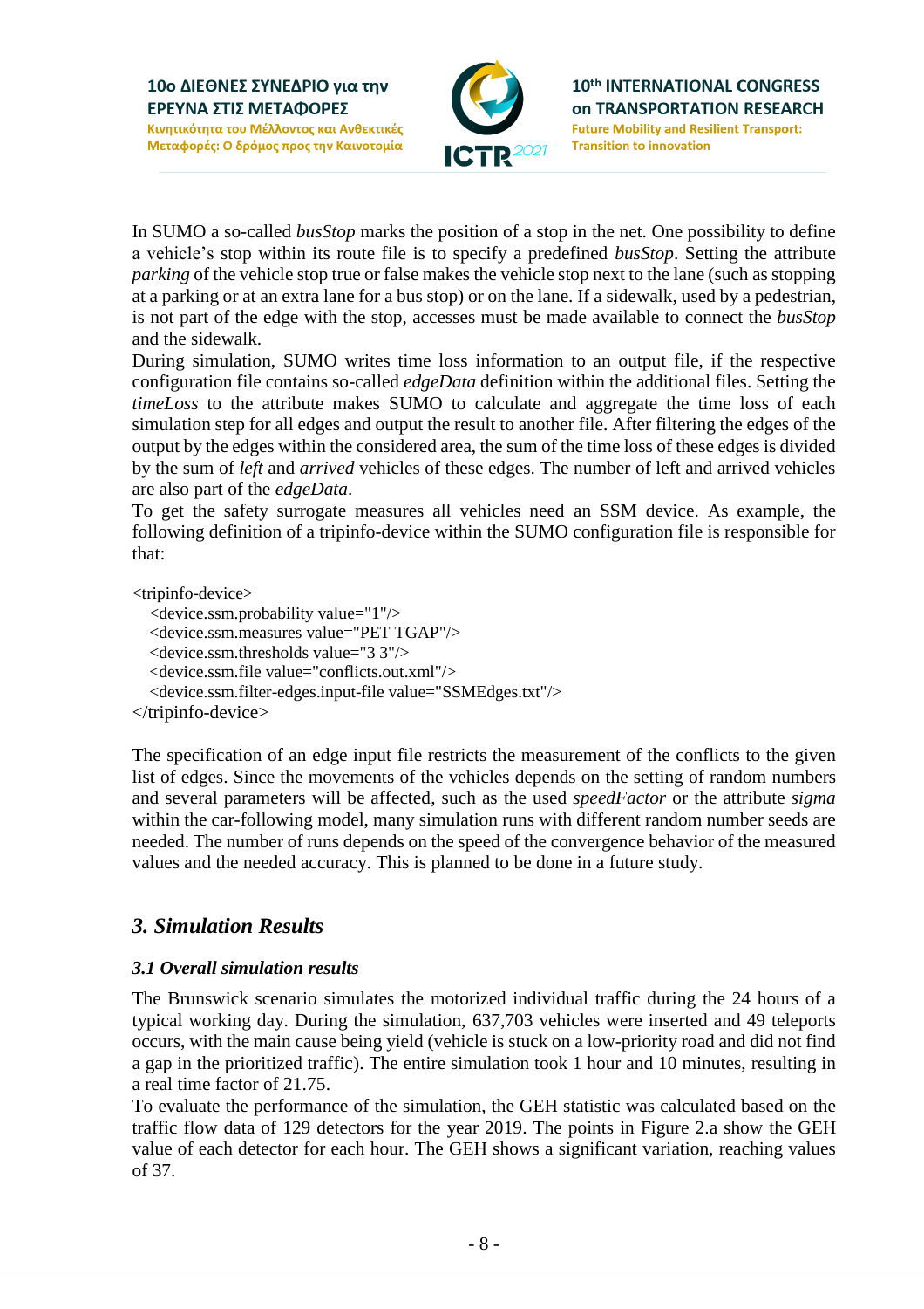In SUMO a so-called *busStop* marks the position of a stop in the net. One possibility to define a vehicle's stop within its route file is to specify a predefined *busStop*. Setting the attribute *parking* of the vehicle stop true or false makes the vehicle stop next to the lane (such as stopping at a parking or at an extra lane for a bus stop) or on the lane. If a sidewalk, used by a pedestrian, is not part of the edge with the stop, accesses must be made available to connect the *busStop* and the sidewalk.

During simulation, SUMO writes time loss information to an output file, if the respective configuration file contains so-called *edgeData* definition within the additional files. Setting the *timeLoss* to the attribute makes SUMO to calculate and aggregate the time loss of each simulation step for all edges and output the result to another file. After filtering the edges of the output by the edges within the considered area, the sum of the time loss of these edges is divided by the sum of *left* and *arrived* vehicles of these edges. The number of left and arrived vehicles are also part of the *edgeData*.

To get the safety surrogate measures all vehicles need an SSM device. As example, the following definition of a tripinfo-device within the SUMO configuration file is responsible for that:

```
<tripinfo-device>
  <device.ssm.probability value="1"/>
  <device.ssm.measures value="PET TGAP"/>
  <device.ssm.thresholds value="3 3"/>
  <device.ssm.file value="conflicts.out.xml"/>
  <device.ssm.filter-edges.input-file value="SSMEdges.txt"/>
</tripinfo-device>
```

The specification of an edge input file restricts the measurement of the conflicts to the given list of edges. Since the movements of the vehicles depends on the setting of random numbers and several parameters will be affected, such as the used *speedFactor* or the attribute *sigma* within the car-following model, many simulation runs with different random number seeds are needed. The number of runs depends on the speed of the convergence behavior of the measured values and the needed accuracy. This is planned to be done in a future study.

## *3. Simulation Results*

### *3.1 Overall simulation results*

The Brunswick scenario simulates the motorized individual traffic during the 24 hours of a typical working day. During the simulation, 637,703 vehicles were inserted and 49 teleports occurs, with the main cause being yield (vehicle is stuck on a low-priority road and did not find a gap in the prioritized traffic). The entire simulation took 1 hour and 10 minutes, resulting in a real time factor of 21.75.

To evaluate the performance of the simulation, the GEH statistic was calculated based on the traffic flow data of 129 detectors for the year 2019. The points in Figure 2.a show the GEH value of each detector for each hour. The GEH shows a significant variation, reaching values of 37.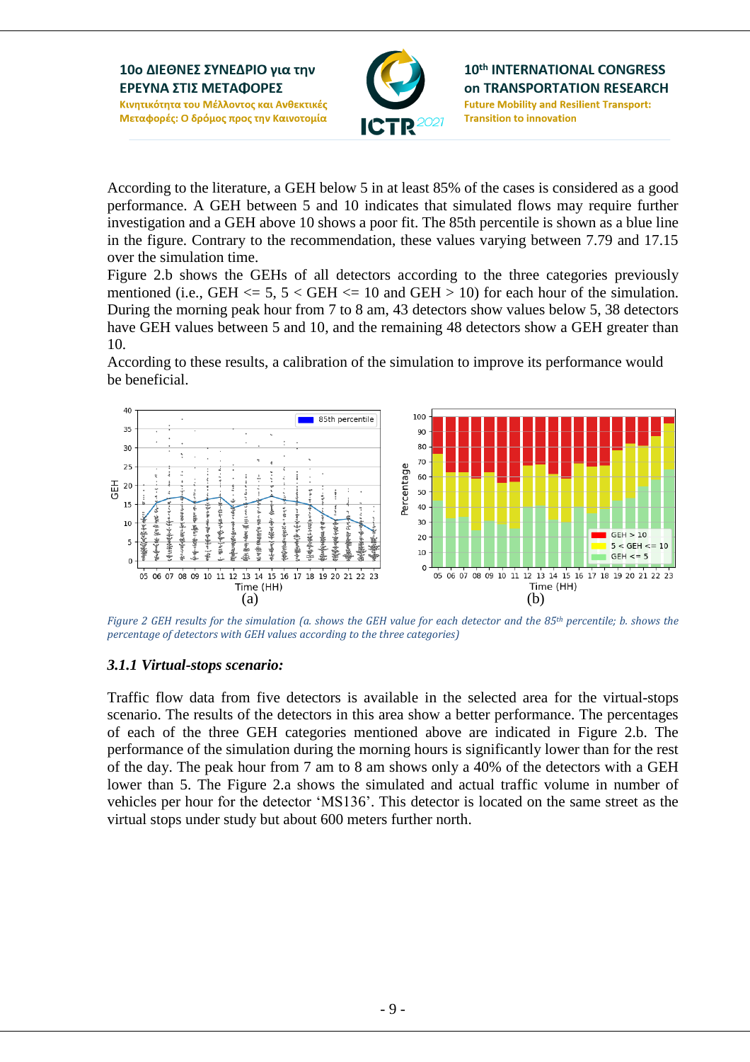According to the literature, a GEH below 5 in at least 85% of the cases is considered as a good performance. A GEH between 5 and 10 indicates that simulated flows may require further investigation and a GEH above 10 shows a poor fit. The 85th percentile is shown as a blue line in the figure. Contrary to the recommendation, these values varying between 7.79 and 17.15 over the simulation time.

Figure 2.b shows the GEHs of all detectors according to the three categories previously mentioned (i.e., GEH <= 5, 5 < GEH <= 10 and GEH > 10) for each hour of the simulation. During the morning peak hour from 7 to 8 am, 43 detectors show values below 5, 38 detectors have GEH values between 5 and 10, and the remaining 48 detectors show a GEH greater than 10.

According to these results, a calibration of the simulation to improve its performance would be beneficial.

*Figure 2 GEH results for the simulation (a. shows the GEH value for each detector and the 85th percentile; b. shows the percentage of detectors with GEH values according to the three categories)*

### *3.1.1 Virtual-stops scenario:*

Traffic flow data from five detectors is available in the selected area for the virtual-stops scenario. The results of the detectors in this area show a better performance. The percentages of each of the three GEH categories mentioned above are indicated in Figure 2.b. The performance of the simulation during the morning hours is significantly lower than for the rest of the day. The peak hour from 7 am to 8 am shows only a 40% of the detectors with a GEH lower than 5. The Figure 2.a shows the simulated and actual traffic volume in number of vehicles per hour for the detector 'MS136'. This detector is located on the same street as the virtual stops under study but about 600 meters further north.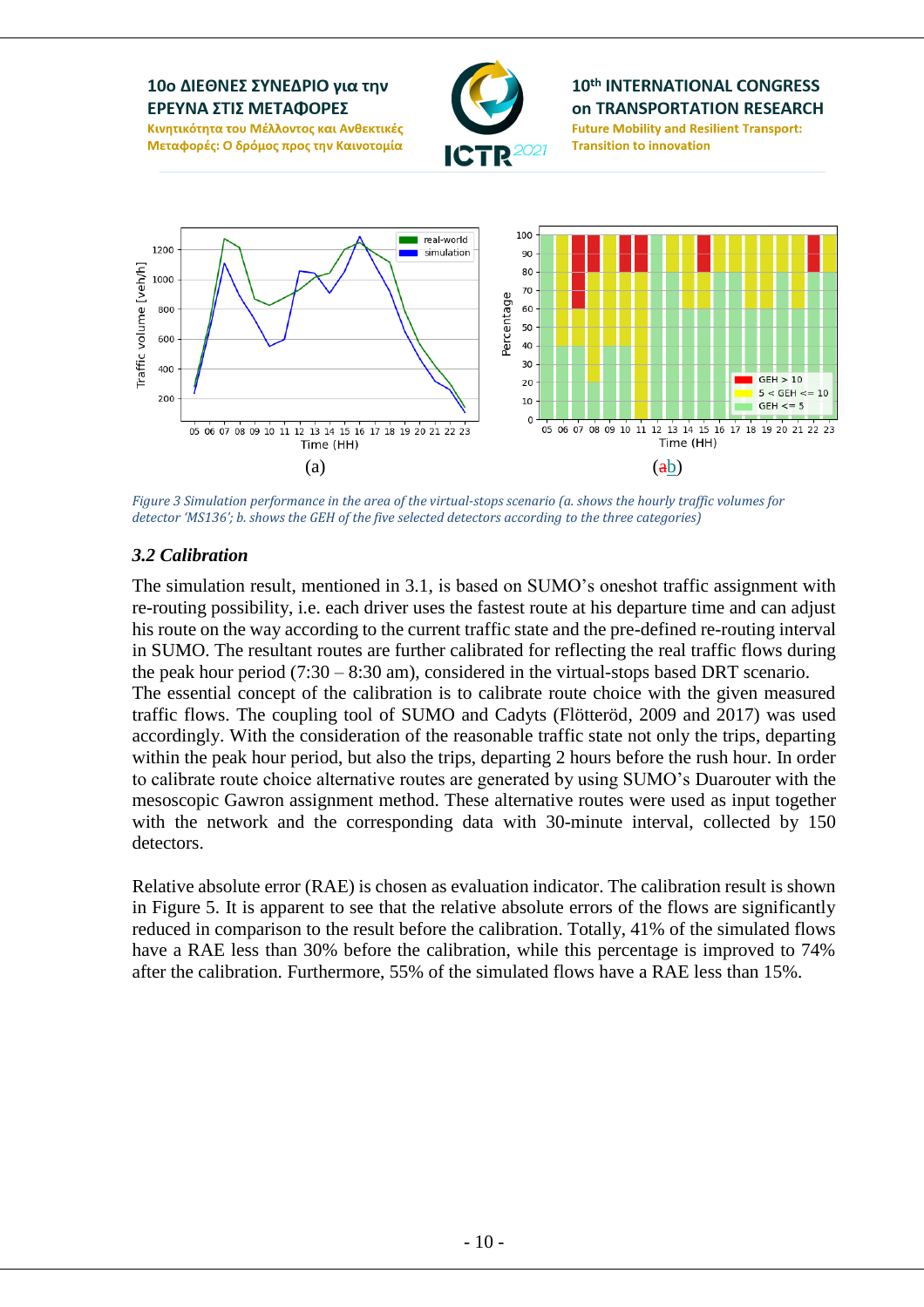(a)

(ab)

*Figure 3 Simulation performance in the area of the virtual-stops scenario (a. shows the hourly traffic volumes for detector 'MS136'; b. shows the GEH of the five selected detectors according to the three categories)*

### *3.2 Calibration*

The simulation result, mentioned in 3.1, is based on SUMO's oneshot traffic assignment with re-routing possibility, i.e. each driver uses the fastest route at his departure time and can adjust his route on the way according to the current traffic state and the pre-defined re-routing interval in SUMO. The resultant routes are further calibrated for reflecting the real traffic flows during the peak hour period (7:30 – 8:30 am), considered in the virtual-stops based DRT scenario.
The essential concept of the calibration is to calibrate route choice with the given measured traffic flows. The coupling tool of SUMO and Cadyts (Flötteröd, 2009 and 2017) was used accordingly. With the consideration of the reasonable traffic state not only the trips, departing within the peak hour period, but also the trips, departing 2 hours before the rush hour. In order to calibrate route choice alternative routes are generated by using SUMO's Duarouter with the mesoscopic Gawron assignment method. These alternative routes were used as input together with the network and the corresponding data with 30-minute interval, collected by 150 detectors.

Relative absolute error (RAE) is chosen as evaluation indicator. The calibration result is shown in Figure 5. It is apparent to see that the relative absolute errors of the flows are significantly reduced in comparison to the result before the calibration. Totally, 41% of the simulated flows have a RAE less than 30% before the calibration, while this percentage is improved to 74% after the calibration. Furthermore, 55% of the simulated flows have a RAE less than 15%.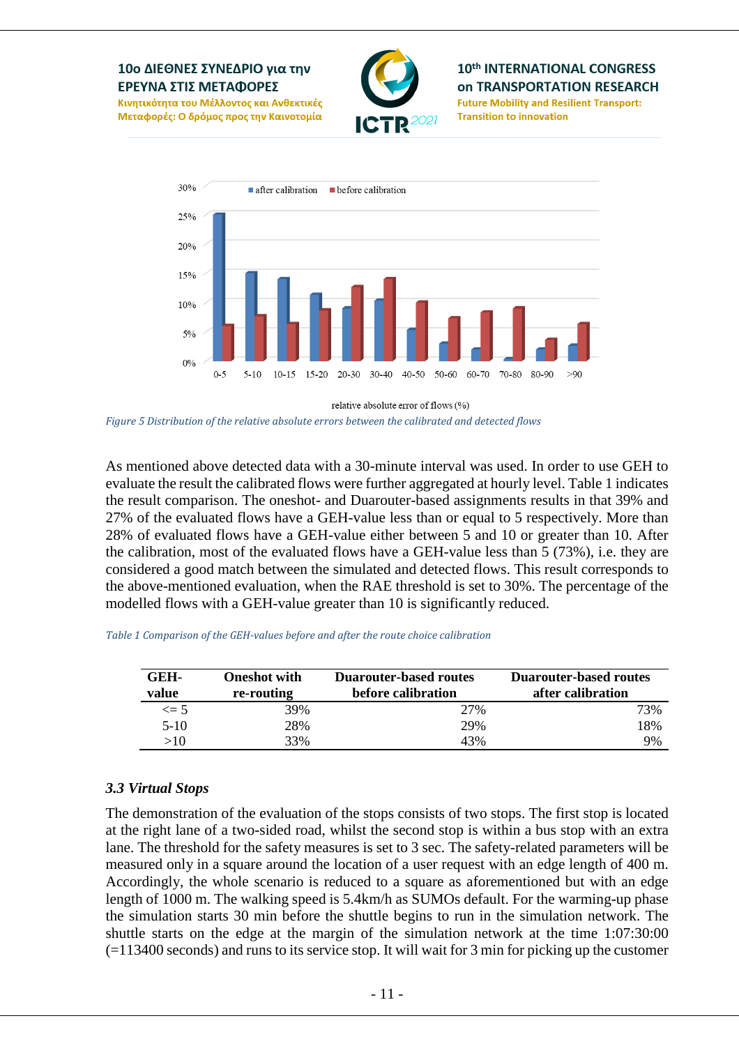Figure 5 Distribution of the relative absolute errors between the calibrated and detected flows

As mentioned above detected data with a 30-minute interval was used. In order to use GEH to evaluate the result the calibrated flows were further aggregated at hourly level. Table 1 indicates the result comparison. The oneshot- and Duarouter-based assignments results in that 39% and 27% of the evaluated flows have a GEH-value less than or equal to 5 respectively. More than 28% of evaluated flows have a GEH-value either between 5 and 10 or greater than 10. After the calibration, most of the evaluated flows have a GEH-value less than 5 (73%), i.e. they are considered a good match between the simulated and detected flows. This result corresponds to the above-mentioned evaluation, when the RAE threshold is set to 30%. The percentage of the modelled flows with a GEH-value greater than 10 is significantly reduced.

*Table 1 Comparison of the GEH-values before and after the route choice calibration*

| GEH-value | Oneshot with re-routing | Duarouter-based routes before calibration | Duarouter-based routes after calibration |
|---|---|---|---|
| <= 5 | 39% | 27% | 73% |
| 5-10 | 28% | 29% | 18% |
| >10 | 33% | 43% | 9% |

### *3.3 Virtual Stops*

The demonstration of the evaluation of the stops consists of two stops. The first stop is located at the right lane of a two-sided road, whilst the second stop is within a bus stop with an extra lane. The threshold for the safety measures is set to 3 sec. The safety-related parameters will be measured only in a square around the location of a user request with an edge length of 400 m. Accordingly, the whole scenario is reduced to a square as aforementioned but with an edge length of 1000 m. The walking speed is 5.4km/h as SUMOs default. For the warming-up phase the simulation starts 30 min before the shuttle begins to run in the simulation network. The shuttle starts on the edge at the margin of the simulation network at the time 1:07:30:00 (=113400 seconds) and runs to its service stop. It will wait for 3 min for picking up the customer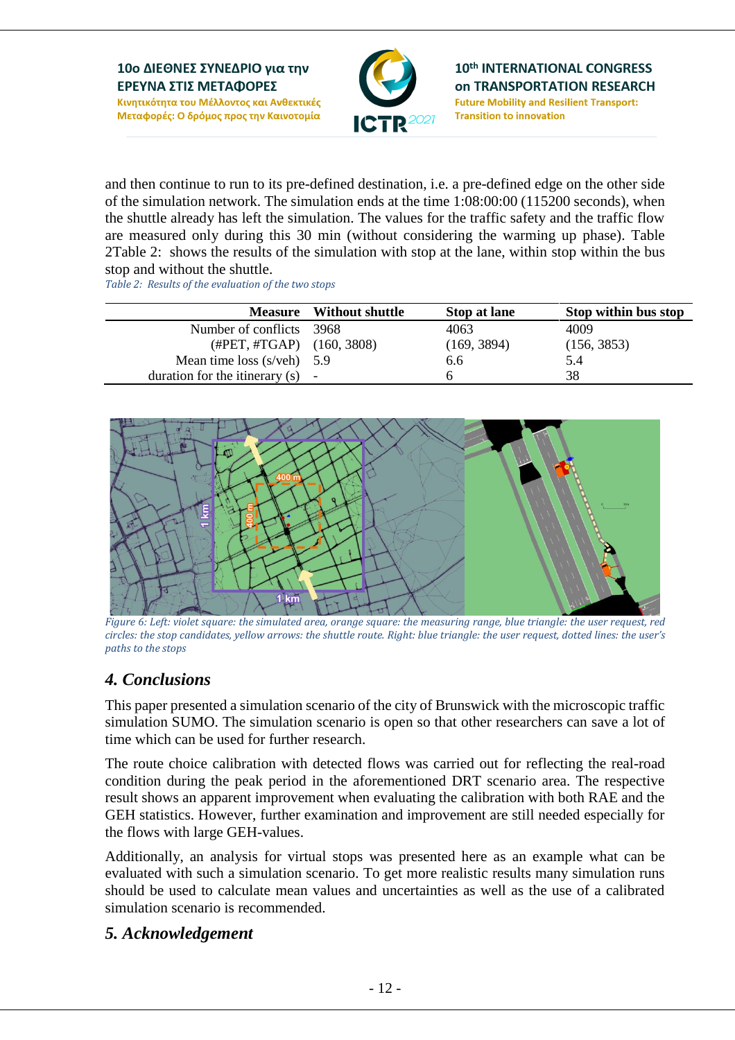and then continue to run to its pre-defined destination, i.e. a pre-defined edge on the other side of the simulation network. The simulation ends at the time 1:08:00:00 (115200 seconds), when the shuttle already has left the simulation. The values for the traffic safety and the traffic flow are measured only during this 30 min (without considering the warming up phase). Table 2Table 2: shows the results of the simulation with stop at the lane, within stop within the bus stop and without the shuttle.

*Table 2: Results of the evaluation of the two stops*

| Measure | Without shuttle | Stop at lane | Stop within bus stop |
|---|---|---|---|
| Number of conflicts | 3968 | 4063 | 4009 |
| (#PET, #TGAP) | (160, 3808) | (169, 3894) | (156, 3853) |
| Mean time loss (s/veh) | 5.9 | 6.6 | 5.4 |
| duration for the itinerary (s) | - | 6 | 38 |

*Figure 6: Left: violet square: the simulated area, orange square: the measuring range, blue triangle: the user request, red circles: the stop candidates, yellow arrows: the shuttle route. Right: blue triangle: the user request, dotted lines: the user's paths to the stops*

## 4. Conclusions

This paper presented a simulation scenario of the city of Brunswick with the microscopic traffic simulation SUMO. The simulation scenario is open so that other researchers can save a lot of time which can be used for further research.

The route choice calibration with detected flows was carried out for reflecting the real-road condition during the peak period in the aforementioned DRT scenario area. The respective result shows an apparent improvement when evaluating the calibration with both RAE and the GEH statistics. However, further examination and improvement are still needed especially for the flows with large GEH-values.

Additionally, an analysis for virtual stops was presented here as an example what can be evaluated with such a simulation scenario. To get more realistic results many simulation runs should be used to calculate mean values and uncertainties as well as the use of a calibrated simulation scenario is recommended.

## 5. Acknowledgement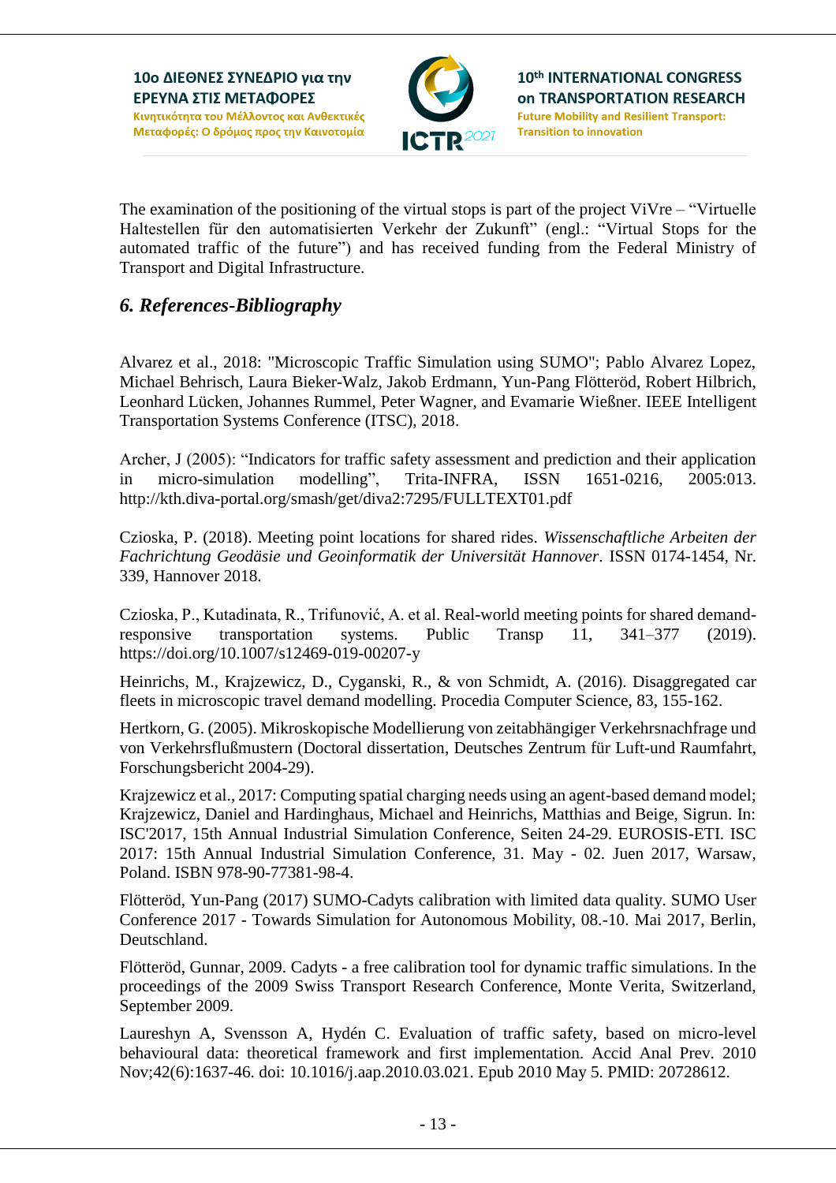The examination of the positioning of the virtual stops is part of the project ViVre – "Virtuelle Haltestellen für den automatisierten Verkehr der Zukunft" (engl.: "Virtual Stops for the automated traffic of the future") and has received funding from the Federal Ministry of Transport and Digital Infrastructure.

## *6. References-Bibliography*

Alvarez et al., 2018: "Microscopic Traffic Simulation using SUMO"; Pablo Alvarez Lopez, Michael Behrisch, Laura Bieker-Walz, Jakob Erdmann, Yun-Pang Flötteröd, Robert Hilbrich, Leonhard Lücken, Johannes Rummel, Peter Wagner, and Evamarie Wießner. IEEE Intelligent Transportation Systems Conference (ITSC), 2018.

Archer, J (2005): "Indicators for traffic safety assessment and prediction and their application in micro-simulation modelling", Trita-INFRA, ISSN 1651-0216, 2005:013. http://kth.diva-portal.org/smash/get/diva2:7295/FULLTEXT01.pdf

Czioska, P. (2018). Meeting point locations for shared rides. *Wissenschaftliche Arbeiten der Fachrichtung Geodäsie und Geoinformatik der Universität Hannover*. ISSN 0174-1454, Nr. 339, Hannover 2018.

Czioska, P., Kutadinata, R., Trifunović, A. et al. Real-world meeting points for shared demand-responsive transportation systems. Public Transp 11, 341–377 (2019). https://doi.org/10.1007/s12469-019-00207-y

Heinrichs, M., Krajzewicz, D., Cyganski, R., & von Schmidt, A. (2016). Disaggregated car fleets in microscopic travel demand modelling. Procedia Computer Science, 83, 155-162.

Hertkorn, G. (2005). Mikroskopische Modellierung von zeitabhängiger Verkehrsnachfrage und von Verkehrsflußmustern (Doctoral dissertation, Deutsches Zentrum für Luft-und Raumfahrt, Forschungsbericht 2004-29).

Krajzewicz et al., 2017: Computing spatial charging needs using an agent-based demand model; Krajzewicz, Daniel and Hardinghaus, Michael and Heinrichs, Matthias and Beige, Sigrun. In: ISC'2017, 15th Annual Industrial Simulation Conference, Seiten 24-29. EUROSIS-ETI. ISC 2017: 15th Annual Industrial Simulation Conference, 31. May - 02. Juen 2017, Warsaw, Poland. ISBN 978-90-77381-98-4.

Flötteröd, Yun-Pang (2017) SUMO-Cadyts calibration with limited data quality. SUMO User Conference 2017 - Towards Simulation for Autonomous Mobility, 08.-10. Mai 2017, Berlin, Deutschland.

Flötteröd, Gunnar, 2009. Cadyts - a free calibration tool for dynamic traffic simulations. In the proceedings of the 2009 Swiss Transport Research Conference, Monte Verita, Switzerland, September 2009.

Laureshyn A, Svensson A, Hydén C. Evaluation of traffic safety, based on micro-level behavioural data: theoretical framework and first implementation. Accid Anal Prev. 2010 Nov;42(6):1637-46. doi: 10.1016/j.aap.2010.03.021. Epub 2010 May 5. PMID: 20728612.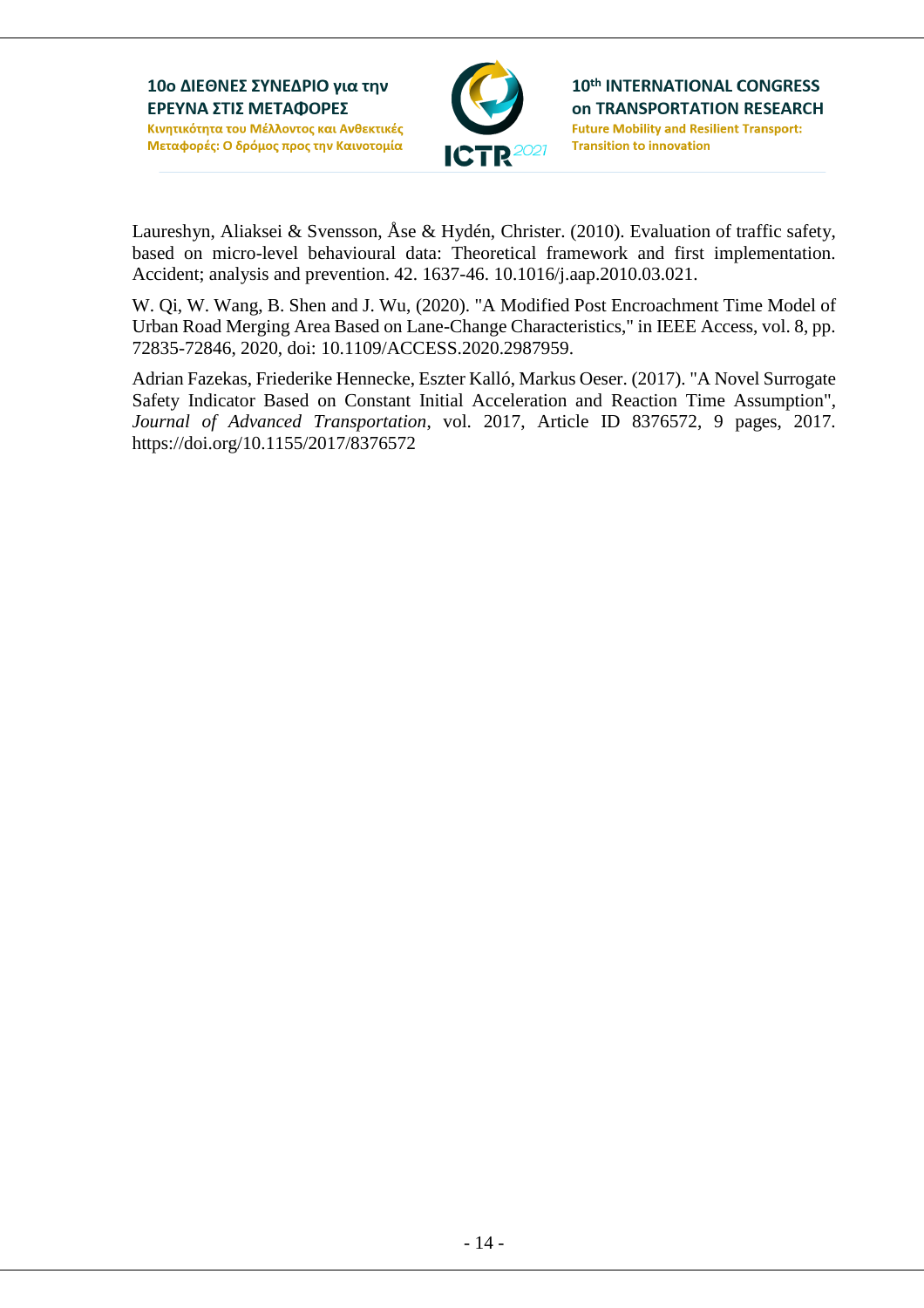Laureshyn, Aliaksei & Svensson, Åse & Hydén, Christer. (2010). Evaluation of traffic safety, based on micro-level behavioural data: Theoretical framework and first implementation. Accident; analysis and prevention. 42. 1637-46. 10.1016/j.aap.2010.03.021.

W. Qi, W. Wang, B. Shen and J. Wu, (2020). "A Modified Post Encroachment Time Model of Urban Road Merging Area Based on Lane-Change Characteristics," in IEEE Access, vol. 8, pp. 72835-72846, 2020, doi: 10.1109/ACCESS.2020.2987959.

Adrian Fazekas, Friederike Hennecke, Eszter Kalló, Markus Oeser. (2017). "A Novel Surrogate Safety Indicator Based on Constant Initial Acceleration and Reaction Time Assumption", *Journal of Advanced Transportation*, vol. 2017, Article ID 8376572, 9 pages, 2017. https://doi.org/10.1155/2017/8376572